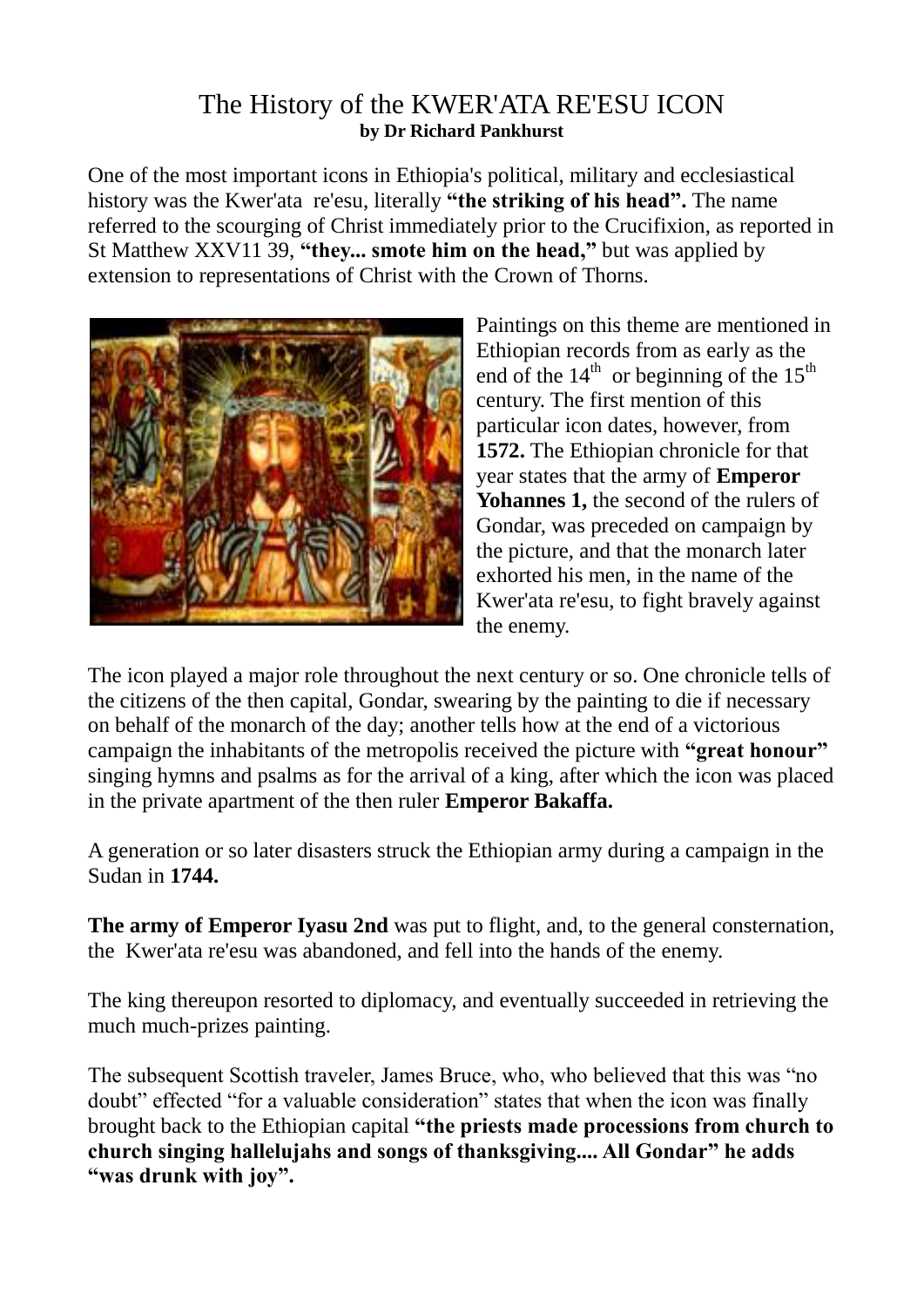# The History of the KWER'ATA RE'ESU ICON

**by Dr Richard Pankhurst**

One of the most important icons in Ethiopia's political, military and ecclesiastical history was the Kwer'ata re'esu, literally **"the striking of his head".** The name referred to the scourging of Christ immediately prior to the Crucifixion, as reported in St Matthew XXV11 39, **"they... smote him on the head,"** but was applied by extension to representations of Christ with the Crown of Thorns.

Paintings on this theme are mentioned in Ethiopian records from as early as the end of the 14th or beginning of the 15th century. The first mention of this particular icon dates, however, from **1572.** The Ethiopian chronicle for that year states that the army of **Emperor Yohannes 1,** the second of the rulers of Gondar, was preceded on campaign by the picture, and that the monarch later exhorted his men, in the name of the Kwer'ata re'esu, to fight bravely against the enemy.

The icon played a major role throughout the next century or so. One chronicle tells of the citizens of the then capital, Gondar, swearing by the painting to die if necessary on behalf of the monarch of the day; another tells how at the end of a victorious campaign the inhabitants of the metropolis received the picture with **"great honour"** singing hymns and psalms as for the arrival of a king, after which the icon was placed in the private apartment of the then ruler **Emperor Bakaffa.**

A generation or so later disasters struck the Ethiopian army during a campaign in the Sudan in **1744.**

**The army of Emperor Iyasu 2nd** was put to flight, and, to the general consternation, the Kwer'ata re'esu was abandoned, and fell into the hands of the enemy.

The king thereupon resorted to diplomacy, and eventually succeeded in retrieving the much much-prizes painting.

The subsequent Scottish traveler, James Bruce, who, who believed that this was "no doubt" effected "for a valuable consideration" states that when the icon was finally brought back to the Ethiopian capital **"the priests made processions from church to church singing hallelujahs and songs of thanksgiving.... All Gondar" he adds "was drunk with joy".**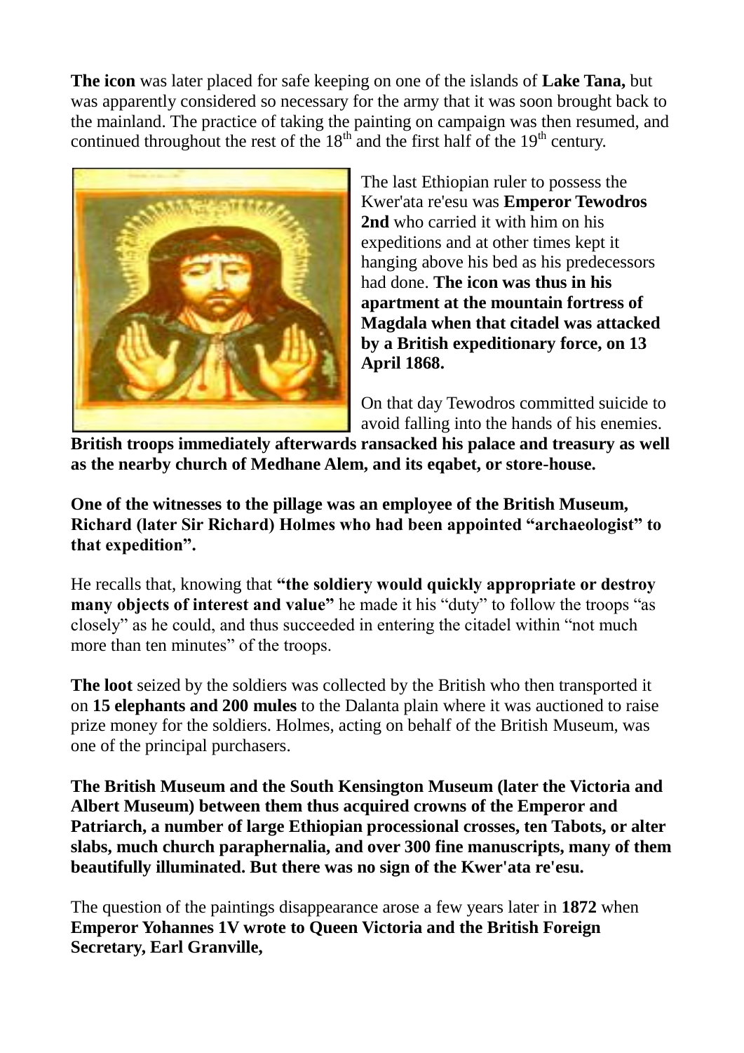**The icon** was later placed for safe keeping on one of the islands of **Lake Tana,** but was apparently considered so necessary for the army that it was soon brought back to the mainland. The practice of taking the painting on campaign was then resumed, and continued throughout the rest of the $18^{th}$ and the first half of the $19^{th}$ century.

The last Ethiopian ruler to possess the Kwer'ata re'esu was **Emperor Tewodros 2nd** who carried it with him on his expeditions and at other times kept it hanging above his bed as his predecessors had done. **The icon was thus in his apartment at the mountain fortress of Magdala when that citadel was attacked by a British expeditionary force, on 13 April 1868.**

On that day Tewodros committed suicide to avoid falling into the hands of his enemies. **British troops immediately afterwards ransacked his palace and treasury as well as the nearby church of Medhane Alem, and its eqabet, or store-house.**

**One of the witnesses to the pillage was an employee of the British Museum, Richard (later Sir Richard) Holmes who had been appointed "archaeologist" to that expedition".**

He recalls that, knowing that **"the soldiery would quickly appropriate or destroy many objects of interest and value"** he made it his "duty" to follow the troops "as closely" as he could, and thus succeeded in entering the citadel within "not much more than ten minutes" of the troops.

**The loot** seized by the soldiers was collected by the British who then transported it on **15 elephants and 200 mules** to the Dalanta plain where it was auctioned to raise prize money for the soldiers. Holmes, acting on behalf of the British Museum, was one of the principal purchasers.

**The British Museum and the South Kensington Museum (later the Victoria and Albert Museum) between them thus acquired crowns of the Emperor and Patriarch, a number of large Ethiopian processional crosses, ten Tabots, or alter slabs, much church paraphernalia, and over 300 fine manuscripts, many of them beautifully illuminated. But there was no sign of the Kwer'ata re'esu.**

The question of the paintings disappearance arose a few years later in **1872** when **Emperor Yohannes 1V wrote to Queen Victoria and the British Foreign Secretary, Earl Granville,**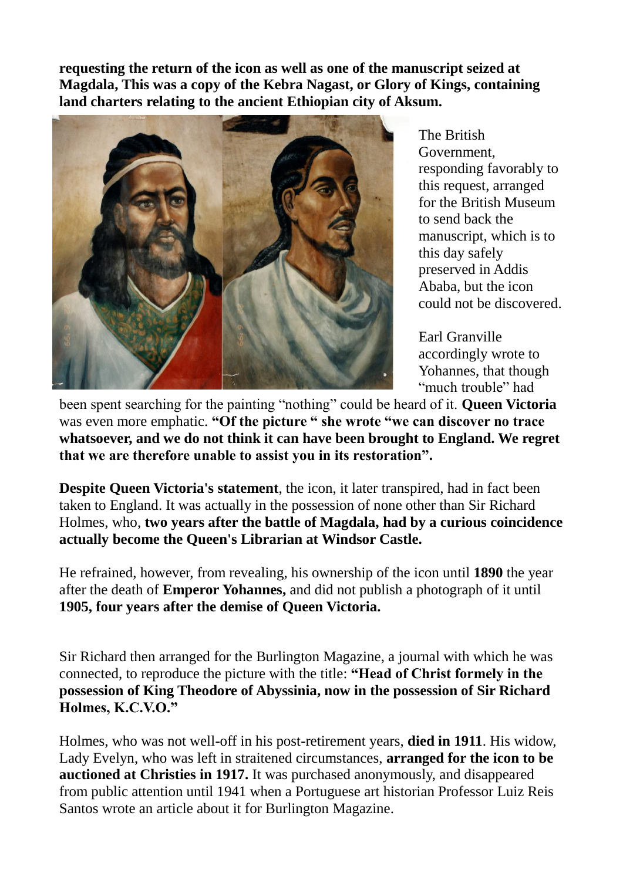**requesting the return of the icon as well as one of the manuscript seized at Magdala, This was a copy of the Kebra Nagast, or Glory of Kings, containing land charters relating to the ancient Ethiopian city of Aksum.**

The British Government, responding favorably to this request, arranged for the British Museum to send back the manuscript, which is to this day safely preserved in Addis Ababa, but the icon could not be discovered.

Earl Granville accordingly wrote to Yohannes, that though "much trouble" had been spent searching for the painting "nothing" could be heard of it. **Queen Victoria** was even more emphatic. **"Of the picture " she wrote "we can discover no trace whatsoever, and we do not think it can have been brought to England. We regret that we are therefore unable to assist you in its restoration".**

**Despite Queen Victoria's statement**, the icon, it later transpired, had in fact been taken to England. It was actually in the possession of none other than Sir Richard Holmes, who, **two years after the battle of Magdala, had by a curious coincidence actually become the Queen's Librarian at Windsor Castle.**

He refrained, however, from revealing, his ownership of the icon until **1890** the year after the death of **Emperor Yohannes,** and did not publish a photograph of it until **1905, four years after the demise of Queen Victoria.**

Sir Richard then arranged for the Burlington Magazine, a journal with which he was connected, to reproduce the picture with the title: **"Head of Christ formely in the possession of King Theodore of Abyssinia, now in the possession of Sir Richard Holmes, K.C.V.O."**

Holmes, who was not well-off in his post-retirement years, **died in 1911**. His widow, Lady Evelyn, who was left in straitened circumstances, **arranged for the icon to be auctioned at Christies in 1917.** It was purchased anonymously, and disappeared from public attention until 1941 when a Portuguese art historian Professor Luiz Reis Santos wrote an article about it for Burlington Magazine.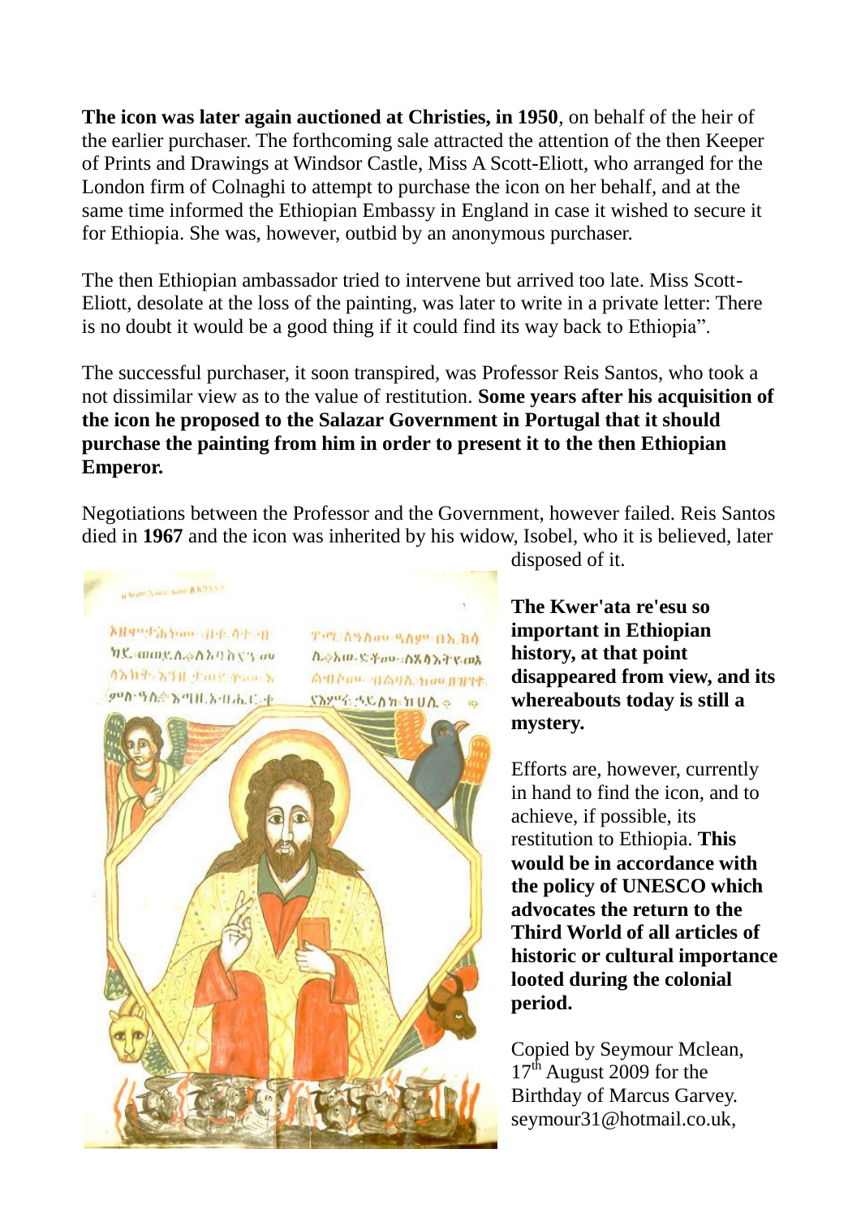**The icon was later again auctioned at Christies, in 1950**, on behalf of the heir of the earlier purchaser. The forthcoming sale attracted the attention of the then Keeper of Prints and Drawings at Windsor Castle, Miss A Scott-Eliott, who arranged for the London firm of Colnaghi to attempt to purchase the icon on her behalf, and at the same time informed the Ethiopian Embassy in England in case it wished to secure it for Ethiopia. She was, however, outbid by an anonymous purchaser.

The then Ethiopian ambassador tried to intervene but arrived too late. Miss Scott-Eliott, desolate at the loss of the painting, was later to write in a private letter: There is no doubt it would be a good thing if it could find its way back to Ethiopia".

The successful purchaser, it soon transpired, was Professor Reis Santos, who took a not dissimilar view as to the value of restitution. **Some years after his acquisition of the icon he proposed to the Salazar Government in Portugal that it should purchase the painting from him in order to present it to the then Ethiopian Emperor.**

Negotiations between the Professor and the Government, however failed. Reis Santos died in **1967** and the icon was inherited by his widow, Isobel, who it is believed, later disposed of it.

**The Kwer'ata re'esu so important in Ethiopian history, at that point disappeared from view, and its whereabouts today is still a mystery.**

Efforts are, however, currently in hand to find the icon, and to achieve, if possible, its restitution to Ethiopia. **This would be in accordance with the policy of UNESCO which advocates the return to the Third World of all articles of historic or cultural importance looted during the colonial period.**

Copied by Seymour Mclean, 17th August 2009 for the Birthday of Marcus Garvey. seymour31@hotmail.co.uk,